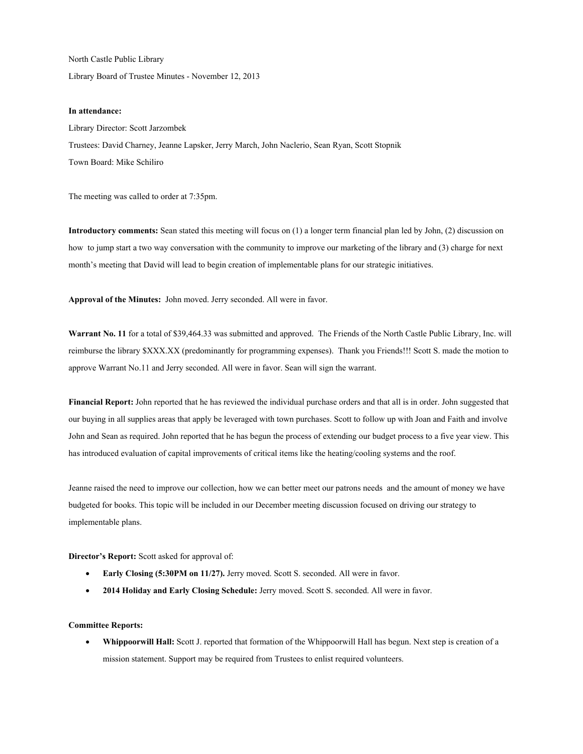North Castle Public Library

Library Board of Trustee Minutes - November 12, 2013

**In attendance:**

Library Director: Scott Jarzombek

Trustees: David Charney, Jeanne Lapsker, Jerry March, John Naclerio, Sean Ryan, Scott Stopnik

Town Board: Mike Schiliro

The meeting was called to order at 7:35pm.

**Introductory comments:** Sean stated this meeting will focus on (1) a longer term financial plan led by John, (2) discussion on how to jump start a two way conversation with the community to improve our marketing of the library and (3) charge for next month's meeting that David will lead to begin creation of implementable plans for our strategic initiatives.

**Approval of the Minutes:** John moved. Jerry seconded. All were in favor.

**Warrant No. 11** for a total of $39,464.33 was submitted and approved. The Friends of the North Castle Public Library, Inc. will reimburse the library $XXX.XX (predominantly for programming expenses). Thank you Friends!!! Scott S. made the motion to approve Warrant No.11 and Jerry seconded. All were in favor. Sean will sign the warrant.

**Financial Report:** John reported that he has reviewed the individual purchase orders and that all is in order. John suggested that our buying in all supplies areas that apply be leveraged with town purchases. Scott to follow up with Joan and Faith and involve John and Sean as required. John reported that he has begun the process of extending our budget process to a five year view. This has introduced evaluation of capital improvements of critical items like the heating/cooling systems and the roof.

Jeanne raised the need to improve our collection, how we can better meet our patrons needs and the amount of money we have budgeted for books. This topic will be included in our December meeting discussion focused on driving our strategy to implementable plans.

**Director's Report:** Scott asked for approval of:

- **Early Closing (5:30PM on 11/27).** Jerry moved. Scott S. seconded. All were in favor.
- **2014 Holiday and Early Closing Schedule:** Jerry moved. Scott S. seconded. All were in favor.

**Committee Reports:**

- **Whippoorwill Hall:** Scott J. reported that formation of the Whippoorwill Hall has begun. Next step is creation of a mission statement. Support may be required from Trustees to enlist required volunteers.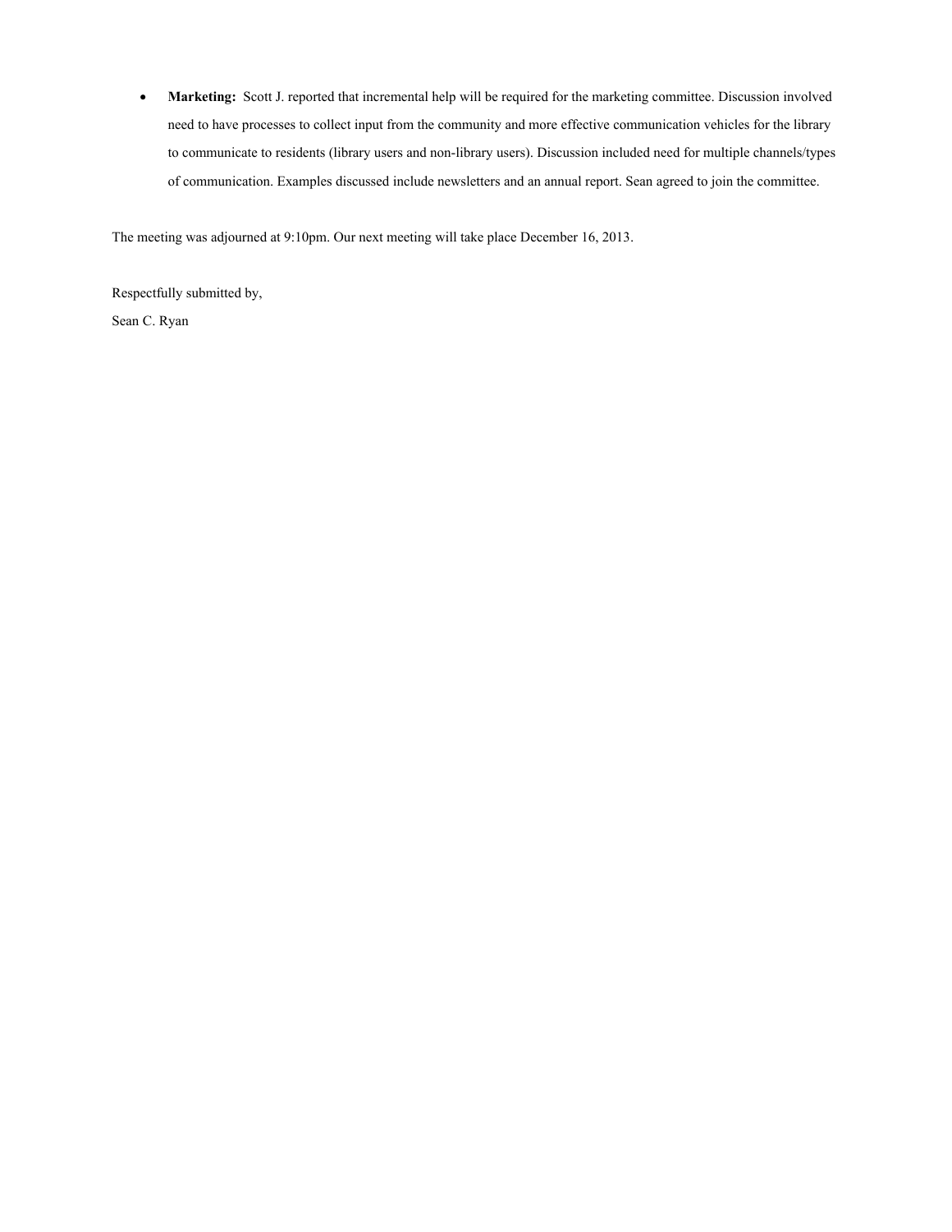- **Marketing:** Scott J. reported that incremental help will be required for the marketing committee. Discussion involved need to have processes to collect input from the community and more effective communication vehicles for the library to communicate to residents (library users and non-library users). Discussion included need for multiple channels/types of communication. Examples discussed include newsletters and an annual report. Sean agreed to join the committee.

The meeting was adjourned at 9:10pm. Our next meeting will take place December 16, 2013.

Respectfully submitted by,
Sean C. Ryan